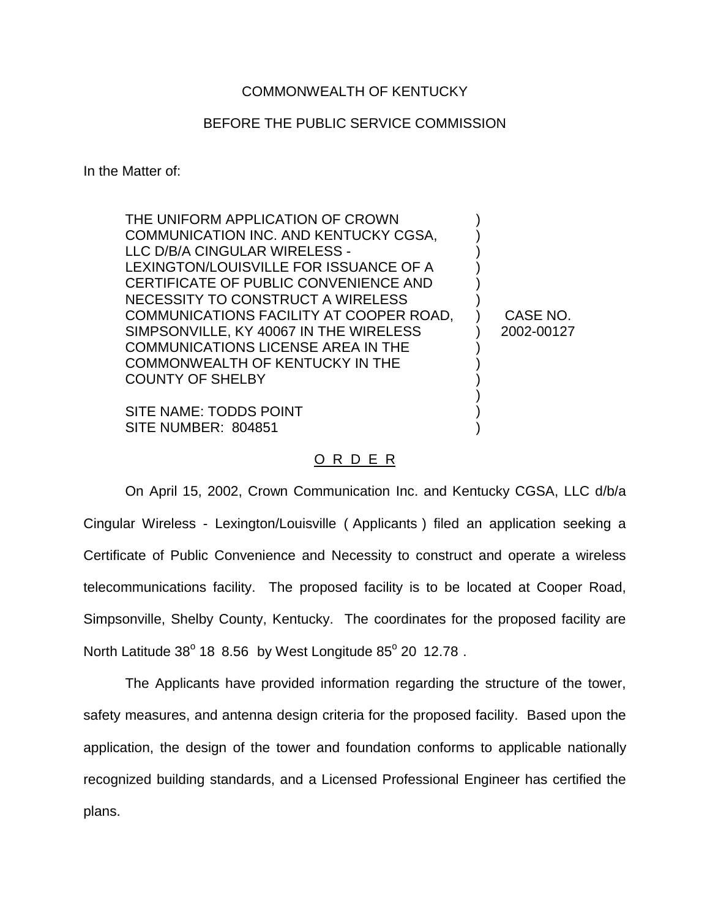COMMONWEALTH OF KENTUCKY

BEFORE THE PUBLIC SERVICE COMMISSION

In the Matter of:

| | | |
|---|---|---|
| THE UNIFORM APPLICATION OF CROWN COMMUNICATION INC. AND KENTUCKY CGSA, LLC D/B/A CINGULAR WIRELESS - LEXINGTON/LOUISVILLE FOR ISSUANCE OF A CERTIFICATE OF PUBLIC CONVENIENCE AND NECESSITY TO CONSTRUCT A WIRELESS COMMUNICATIONS FACILITY AT COOPER ROAD, SIMPSONVILLE, KY 40067 IN THE WIRELESS COMMUNICATIONS LICENSE AREA IN THE COMMONWEALTH OF KENTUCKY IN THE COUNTY OF SHELBY<br><br>SITE NAME: TODDS POINT<br>SITE NUMBER: 804851 | ) | CASE NO. 2002-00127 |

## O R D E R

On April 15, 2002, Crown Communication Inc. and Kentucky CGSA, LLC d/b/a Cingular Wireless - Lexington/Louisville ( Applicants ) filed an application seeking a Certificate of Public Convenience and Necessity to construct and operate a wireless telecommunications facility. The proposed facility is to be located at Cooper Road, Simpsonville, Shelby County, Kentucky. The coordinates for the proposed facility are North Latitude 38$^{o}$ 18 8.56 by West Longitude 85$^{o}$ 20 12.78 .

The Applicants have provided information regarding the structure of the tower, safety measures, and antenna design criteria for the proposed facility. Based upon the application, the design of the tower and foundation conforms to applicable nationally recognized building standards, and a Licensed Professional Engineer has certified the plans.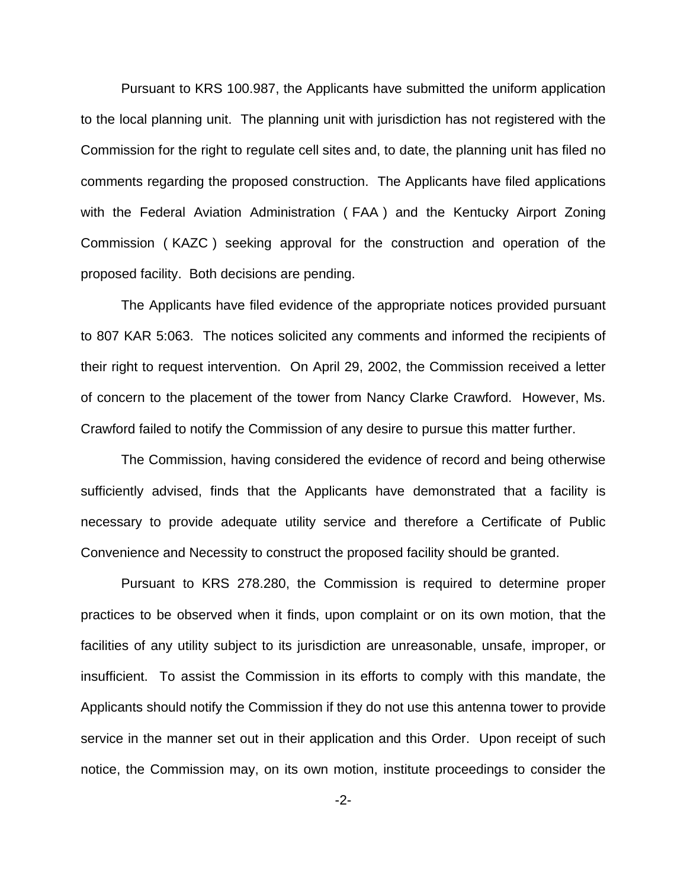Pursuant to KRS 100.987, the Applicants have submitted the uniform application to the local planning unit. The planning unit with jurisdiction has not registered with the Commission for the right to regulate cell sites and, to date, the planning unit has filed no comments regarding the proposed construction. The Applicants have filed applications with the Federal Aviation Administration ( FAA ) and the Kentucky Airport Zoning Commission ( KAZC ) seeking approval for the construction and operation of the proposed facility. Both decisions are pending.

The Applicants have filed evidence of the appropriate notices provided pursuant to 807 KAR 5:063. The notices solicited any comments and informed the recipients of their right to request intervention. On April 29, 2002, the Commission received a letter of concern to the placement of the tower from Nancy Clarke Crawford. However, Ms. Crawford failed to notify the Commission of any desire to pursue this matter further.

The Commission, having considered the evidence of record and being otherwise sufficiently advised, finds that the Applicants have demonstrated that a facility is necessary to provide adequate utility service and therefore a Certificate of Public Convenience and Necessity to construct the proposed facility should be granted.

Pursuant to KRS 278.280, the Commission is required to determine proper practices to be observed when it finds, upon complaint or on its own motion, that the facilities of any utility subject to its jurisdiction are unreasonable, unsafe, improper, or insufficient. To assist the Commission in its efforts to comply with this mandate, the Applicants should notify the Commission if they do not use this antenna tower to provide service in the manner set out in their application and this Order. Upon receipt of such notice, the Commission may, on its own motion, institute proceedings to consider the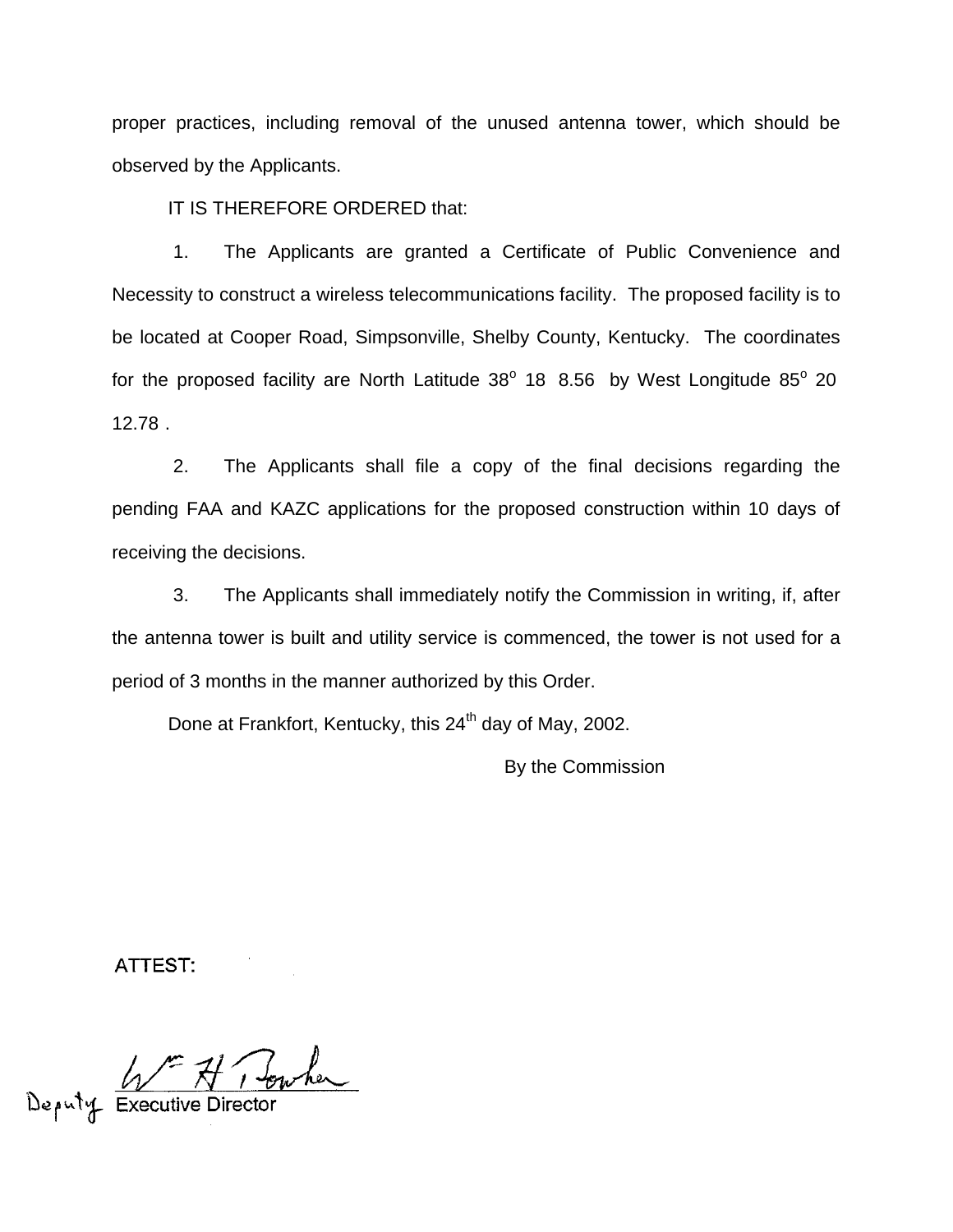proper practices, including removal of the unused antenna tower, which should be observed by the Applicants.

IT IS THEREFORE ORDERED that:

1. The Applicants are granted a Certificate of Public Convenience and Necessity to construct a wireless telecommunications facility. The proposed facility is to be located at Cooper Road, Simpsonville, Shelby County, Kentucky. The coordinates for the proposed facility are North Latitude 38$^{o}$ 18 8.56 by West Longitude 85$^{o}$ 20 12.78 .

2. The Applicants shall file a copy of the final decisions regarding the pending FAA and KAZC applications for the proposed construction within 10 days of receiving the decisions.

3. The Applicants shall immediately notify the Commission in writing, if, after the antenna tower is built and utility service is commenced, the tower is not used for a period of 3 months in the manner authorized by this Order.

Done at Frankfort, Kentucky, this 24$^{th}$ day of May, 2002.

By the Commission

ATTEST:

Wm H Bowker

Deputy Executive Director